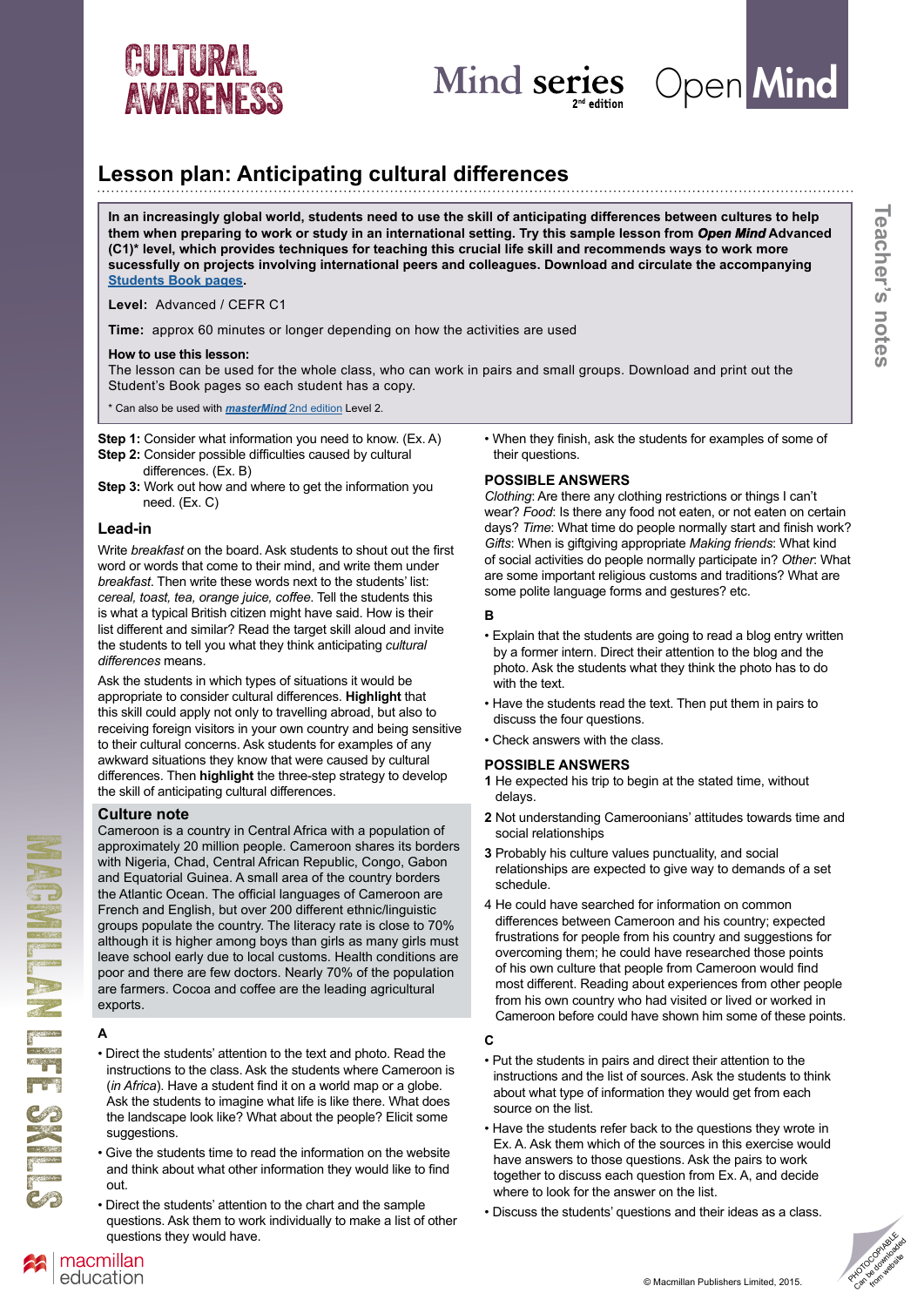# Lesson plan: Anticipating cultural differences

**In an increasingly global world, students need to use the skill of anticipating differences between cultures to help them when preparing to work or study in an international setting. Try this sample lesson from *Open Mind* Advanced (C1)* level, which provides techniques for teaching this crucial life skill and recommends ways to work more sucessfully on projects involving international peers and colleagues. Download and circulate the accompanying Students Book pages.**

**Level:** Advanced / CEFR C1

**Time:** approx 60 minutes or longer depending on how the activities are used

**How to use this lesson:**
The lesson can be used for the whole class, who can work in pairs and small groups. Download and print out the Student's Book pages so each student has a copy.

* Can also be used with ***masterMind*** 2nd edition Level 2.

**Step 1:** Consider what information you need to know. (Ex. A)
**Step 2:** Consider possible difficulties caused by cultural differences. (Ex. B)
**Step 3:** Work out how and where to get the information you need. (Ex. C)

## Lead-in

Write *breakfast* on the board. Ask students to shout out the first word or words that come to their mind, and write them under *breakfast*. Then write these words next to the students' list: *cereal, toast, tea, orange juice, coffee*. Tell the students this is what a typical British citizen might have said. How is their list different and similar? Read the target skill aloud and invite the students to tell you what they think anticipating *cultural differences* means.

Ask the students in which types of situations it would be appropriate to consider cultural differences. **Highlight** that this skill could apply not only to travelling abroad, but also to receiving foreign visitors in your own country and being sensitive to their cultural concerns. Ask students for examples of any awkward situations they know that were caused by cultural differences. Then **highlight** the three-step strategy to develop the skill of anticipating cultural differences.

## Culture note

Cameroon is a country in Central Africa with a population of approximately 20 million people. Cameroon shares its borders with Nigeria, Chad, Central African Republic, Congo, Gabon and Equatorial Guinea. A small area of the country borders the Atlantic Ocean. The official languages of Cameroon are French and English, but over 200 different ethnic/linguistic groups populate the country. The literacy rate is close to 70% although it is higher among boys than girls as many girls must leave school early due to local customs. Health conditions are poor and there are few doctors. Nearly 70% of the population are farmers. Cocoa and coffee are the leading agricultural exports.

### A

- Direct the students' attention to the text and photo. Read the instructions to the class. Ask the students where Cameroon is (*in Africa*). Have a student find it on a world map or a globe. Ask the students to imagine what life is like there. What does the landscape look like? What about the people? Elicit some suggestions.
- Give the students time to read the information on the website and think about what other information they would like to find out.
- Direct the students' attention to the chart and the sample questions. Ask them to work individually to make a list of other questions they would have.
- When they finish, ask the students for examples of some of their questions.

## POSSIBLE ANSWERS

*Clothing*: Are there any clothing restrictions or things I can't wear? *Food*: Is there any food not eaten, or not eaten on certain days? *Time*: What time do people normally start and finish work? *Gifts*: When is giftgiving appropriate *Making friends*: What kind of social activities do people normally participate in? *Other*: What are some important religious customs and traditions? What are some polite language forms and gestures? etc.

### B

- Explain that the students are going to read a blog entry written by a former intern. Direct their attention to the blog and the photo. Ask the students what they think the photo has to do with the text.
- Have the students read the text. Then put them in pairs to discuss the four questions.
- Check answers with the class.

## POSSIBLE ANSWERS

**1** He expected his trip to begin at the stated time, without delays.

**2** Not understanding Cameroonians' attitudes towards time and social relationships

**3** Probably his culture values punctuality, and social relationships are expected to give way to demands of a set schedule.

4 He could have searched for information on common differences between Cameroon and his country; expected frustrations for people from his country and suggestions for overcoming them; he could have researched those points of his own culture that people from Cameroon would find most different. Reading about experiences from other people from his own country who had visited or lived or worked in Cameroon before could have shown him some of these points.

### C

- Put the students in pairs and direct their attention to the instructions and the list of sources. Ask the students to think about what type of information they would get from each source on the list.
- Have the students refer back to the questions they wrote in Ex. A. Ask them which of the sources in this exercise would have answers to those questions. Ask the pairs to work together to discuss each question from Ex. A, and decide where to look for the answer on the list.
- Discuss the students' questions and their ideas as a class.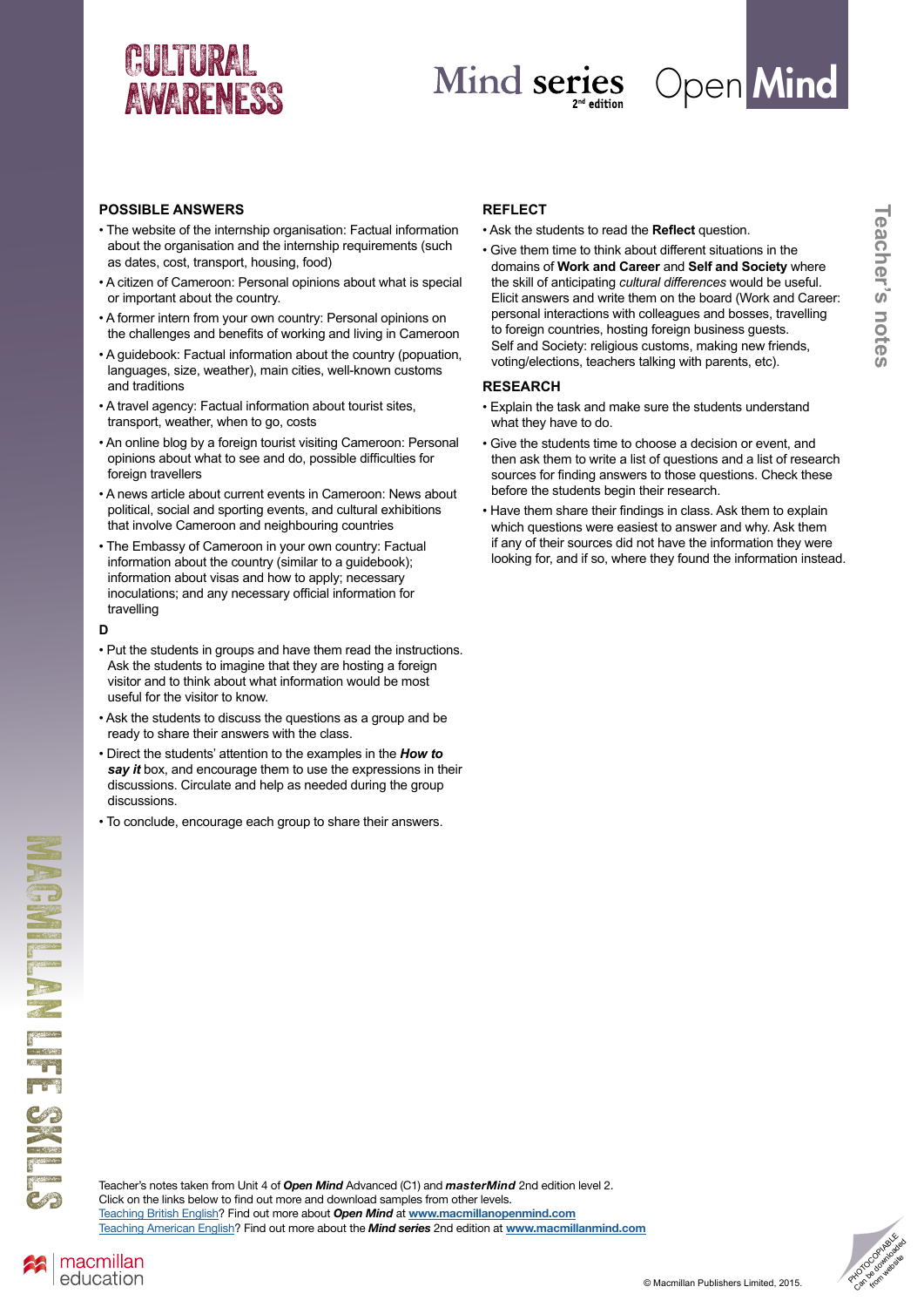## POSSIBLE ANSWERS

- The website of the internship organisation: Factual information about the organisation and the internship requirements (such as dates, cost, transport, housing, food)
- A citizen of Cameroon: Personal opinions about what is special or important about the country.
- A former intern from your own country: Personal opinions on the challenges and benefits of working and living in Cameroon
- A guidebook: Factual information about the country (popuation, languages, size, weather), main cities, well-known customs and traditions
- A travel agency: Factual information about tourist sites, transport, weather, when to go, costs
- An online blog by a foreign tourist visiting Cameroon: Personal opinions about what to see and do, possible difficulties for foreign travellers
- A news article about current events in Cameroon: News about political, social and sporting events, and cultural exhibitions that involve Cameroon and neighbouring countries
- The Embassy of Cameroon in your own country: Factual information about the country (similar to a guidebook); information about visas and how to apply; necessary inoculations; and any necessary official information for travelling

## D

- Put the students in groups and have them read the instructions. Ask the students to imagine that they are hosting a foreign visitor and to think about what information would be most useful for the visitor to know.
- Ask the students to discuss the questions as a group and be ready to share their answers with the class.
- Direct the students' attention to the examples in the ***How to say it*** box, and encourage them to use the expressions in their discussions. Circulate and help as needed during the group discussions.
- To conclude, encourage each group to share their answers.

## REFLECT

- Ask the students to read the **Reflect** question.
- Give them time to think about different situations in the domains of **Work and Career** and **Self and Society** where the skill of anticipating *cultural differences* would be useful. Elicit answers and write them on the board (Work and Career: personal interactions with colleagues and bosses, travelling to foreign countries, hosting foreign business guests. Self and Society: religious customs, making new friends, voting/elections, teachers talking with parents, etc).

## RESEARCH

- Explain the task and make sure the students understand what they have to do.
- Give the students time to choose a decision or event, and then ask them to write a list of questions and a list of research sources for finding answers to those questions. Check these before the students begin their research.
- Have them share their findings in class. Ask them to explain which questions were easiest to answer and why. Ask them if any of their sources did not have the information they were looking for, and if so, where they found the information instead.

Teacher's notes taken from Unit 4 of ***Open Mind*** Advanced (C1) and ***masterMind*** 2nd edition level 2.
Click on the links below to find out more and download samples from other levels.
Teaching British English? Find out more about ***Open Mind*** at **www.macmillanopenmind.com**
Teaching American English? Find out more about the ***Mind series*** 2nd edition at **www.macmillanmind.com**

© Macmillan Publishers Limited, 2015.